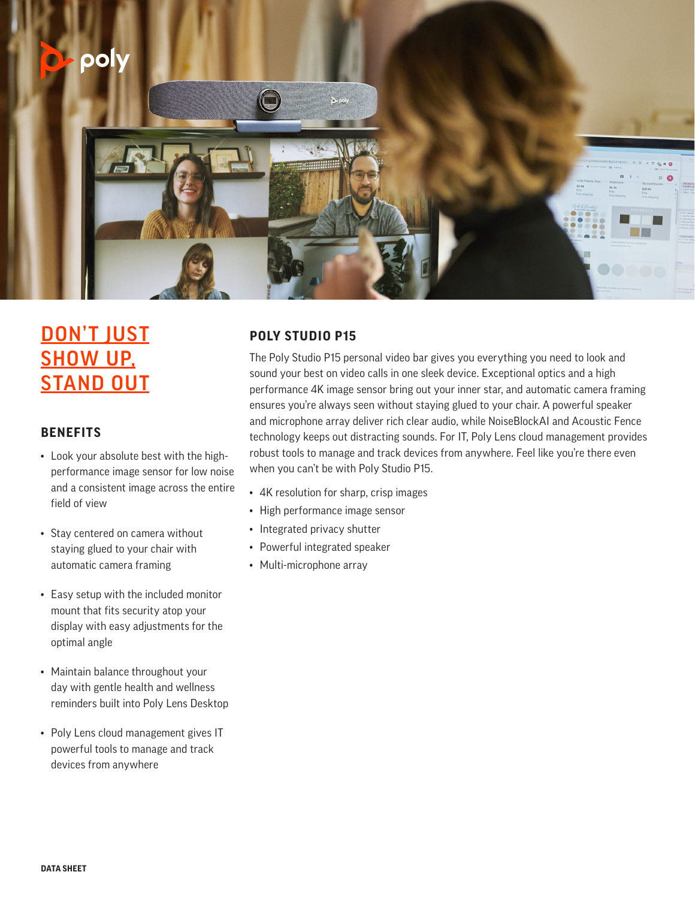# DON'T JUST SHOW UP, STAND OUT

## BENEFITS

- Look your absolute best with the high-performance image sensor for low noise and a consistent image across the entire field of view
- Stay centered on camera without staying glued to your chair with automatic camera framing
- Easy setup with the included monitor mount that fits security atop your display with easy adjustments for the optimal angle
- Maintain balance throughout your day with gentle health and wellness reminders built into Poly Lens Desktop
- Poly Lens cloud management gives IT powerful tools to manage and track devices from anywhere

## POLY STUDIO P15

The Poly Studio P15 personal video bar gives you everything you need to look and sound your best on video calls in one sleek device. Exceptional optics and a high performance 4K image sensor bring out your inner star, and automatic camera framing ensures you're always seen without staying glued to your chair. A powerful speaker and microphone array deliver rich clear audio, while NoiseBlockAI and Acoustic Fence technology keeps out distracting sounds. For IT, Poly Lens cloud management provides robust tools to manage and track devices from anywhere. Feel like you're there even when you can't be with Poly Studio P15.

- 4K resolution for sharp, crisp images
- High performance image sensor
- Integrated privacy shutter
- Powerful integrated speaker
- Multi-microphone array

DATA SHEET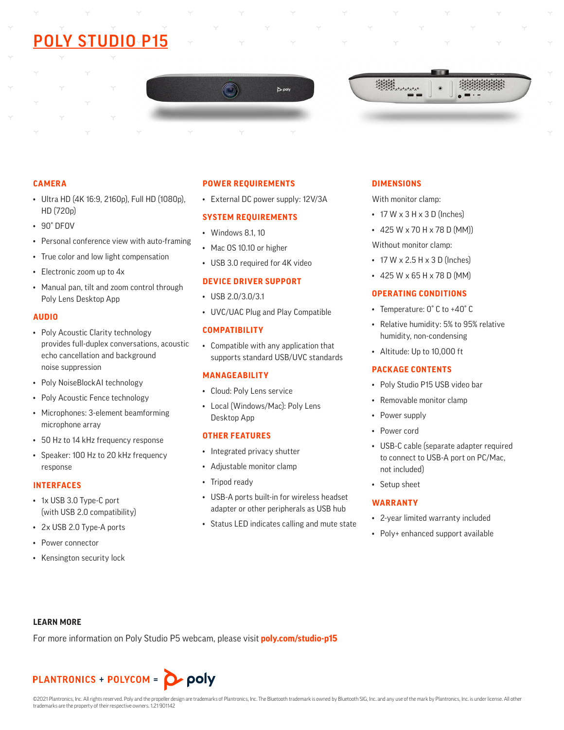# POLY STUDIO P15

## CAMERA

- Ultra HD (4K 16:9, 2160p), Full HD (1080p), HD (720p)
- 90° DFOV
- Personal conference view with auto-framing
- True color and low light compensation
- Electronic zoom up to 4x
- Manual pan, tilt and zoom control through Poly Lens Desktop App

## AUDIO

- Poly Acoustic Clarity technology provides full-duplex conversations, acoustic echo cancellation and background noise suppression
- Poly NoiseBlockAI technology
- Poly Acoustic Fence technology
- Microphones: 3-element beamforming microphone array
- 50 Hz to 14 kHz frequency response
- Speaker: 100 Hz to 20 kHz frequency response

## INTERFACES

- 1x USB 3.0 Type-C port (with USB 2.0 compatibility)
- 2x USB 2.0 Type-A ports
- Power connector
- Kensington security lock

## POWER REQUIREMENTS

- External DC power supply: 12V/3A

## SYSTEM REQUIREMENTS

- Windows 8.1, 10
- Mac OS 10.10 or higher
- USB 3.0 required for 4K video

## DEVICE DRIVER SUPPORT

- USB 2.0/3.0/3.1
- UVC/UAC Plug and Play Compatible

## COMPATIBILITY

- Compatible with any application that supports standard USB/UVC standards

## MANAGEABILITY

- Cloud: Poly Lens service
- Local (Windows/Mac): Poly Lens Desktop App

## OTHER FEATURES

- Integrated privacy shutter
- Adjustable monitor clamp
- Tripod ready
- USB-A ports built-in for wireless headset adapter or other peripherals as USB hub
- Status LED indicates calling and mute state

## DIMENSIONS

With monitor clamp:

- 17 W x 3 H x 3 D (Inches)
- 425 W x 70 H x 78 D (MM))

Without monitor clamp:

- 17 W x 2.5 H x 3 D (Inches)
- 425 W x 65 H x 78 D (MM)

## OPERATING CONDITIONS

- Temperature: 0° C to +40° C
- Relative humidity: 5% to 95% relative humidity, non-condensing
- Altitude: Up to 10,000 ft

## PACKAGE CONTENTS

- Poly Studio P15 USB video bar
- Removable monitor clamp
- Power supply
- Power cord
- USB-C cable (separate adapter required to connect to USB-A port on PC/Mac, not included)
- Setup sheet

## WARRANTY

- 2-year limited warranty included
- Poly+ enhanced support available

## LEARN MORE

For more information on Poly Studio P5 webcam, please visit **poly.com/studio-p15**

PLANTRONICS + POLYCOM = poly

©2021 Plantronics, Inc. All rights reserved. Poly and the propeller design are trademarks of Plantronics, Inc. The Bluetooth trademark is owned by Bluetooth SIG, Inc. and any use of the mark by Plantronics, Inc. is under license. All other trademarks are the property of their respective owners. 1.21 901142